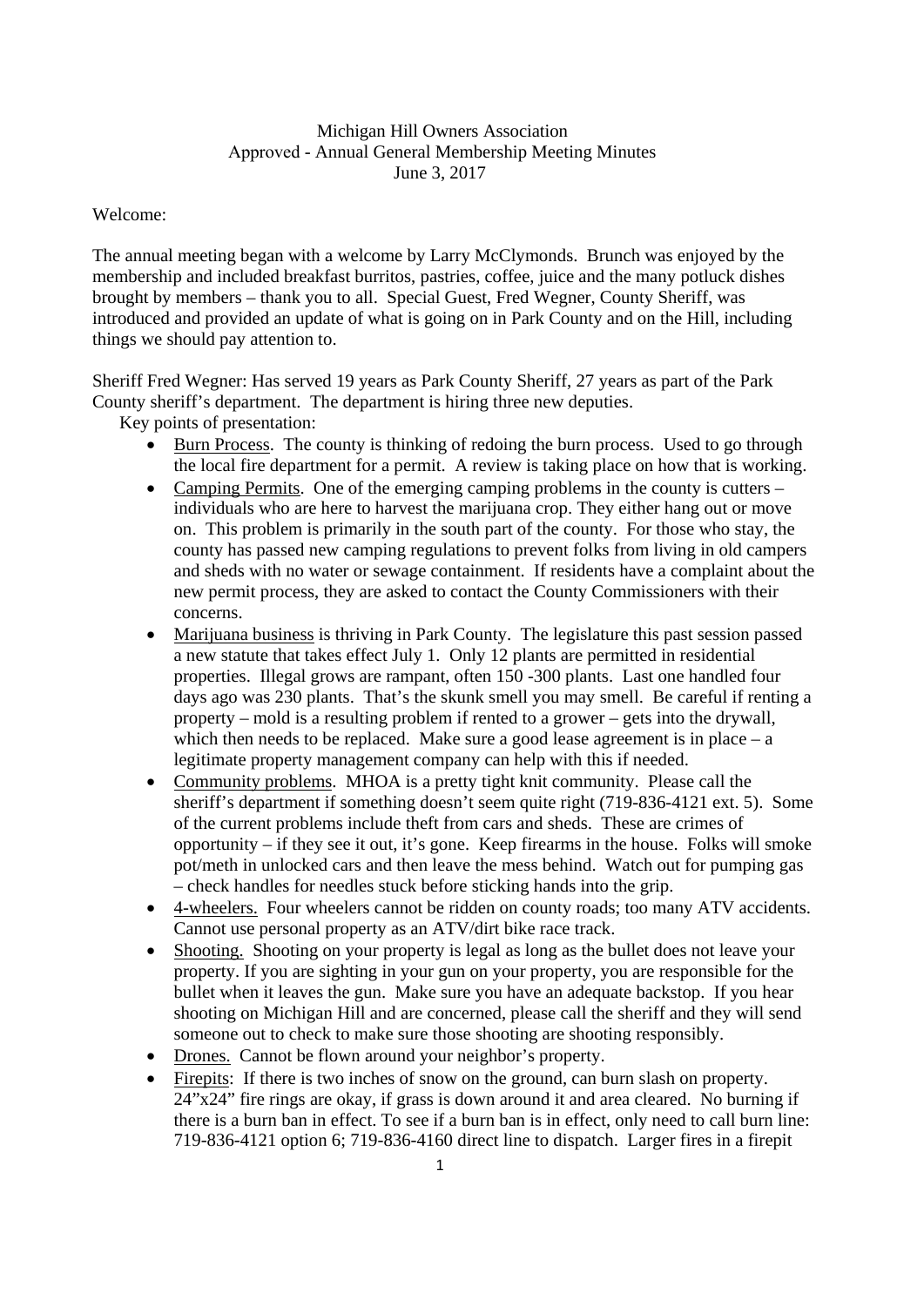Michigan Hill Owners Association
Approved - Annual General Membership Meeting Minutes
June 3, 2017

Welcome:

The annual meeting began with a welcome by Larry McClymonds. Brunch was enjoyed by the membership and included breakfast burritos, pastries, coffee, juice and the many potluck dishes brought by members – thank you to all. Special Guest, Fred Wegner, County Sheriff, was introduced and provided an update of what is going on in Park County and on the Hill, including things we should pay attention to.

Sheriff Fred Wegner: Has served 19 years as Park County Sheriff, 27 years as part of the Park County sheriff's department. The department is hiring three new deputies.

Key points of presentation:

- Burn Process. The county is thinking of redoing the burn process. Used to go through the local fire department for a permit. A review is taking place on how that is working.
- Camping Permits. One of the emerging camping problems in the county is cutters – individuals who are here to harvest the marijuana crop. They either hang out or move on. This problem is primarily in the south part of the county. For those who stay, the county has passed new camping regulations to prevent folks from living in old campers and sheds with no water or sewage containment. If residents have a complaint about the new permit process, they are asked to contact the County Commissioners with their concerns.
- Marijuana business is thriving in Park County. The legislature this past session passed a new statute that takes effect July 1. Only 12 plants are permitted in residential properties. Illegal grows are rampant, often 150 -300 plants. Last one handled four days ago was 230 plants. That's the skunk smell you may smell. Be careful if renting a property – mold is a resulting problem if rented to a grower – gets into the drywall, which then needs to be replaced. Make sure a good lease agreement is in place – a legitimate property management company can help with this if needed.
- Community problems. MHOA is a pretty tight knit community. Please call the sheriff's department if something doesn't seem quite right (719-836-4121 ext. 5). Some of the current problems include theft from cars and sheds. These are crimes of opportunity – if they see it out, it's gone. Keep firearms in the house. Folks will smoke pot/meth in unlocked cars and then leave the mess behind. Watch out for pumping gas – check handles for needles stuck before sticking hands into the grip.
- 4-wheelers. Four wheelers cannot be ridden on county roads; too many ATV accidents. Cannot use personal property as an ATV/dirt bike race track.
- Shooting. Shooting on your property is legal as long as the bullet does not leave your property. If you are sighting in your gun on your property, you are responsible for the bullet when it leaves the gun. Make sure you have an adequate backstop. If you hear shooting on Michigan Hill and are concerned, please call the sheriff and they will send someone out to check to make sure those shooting are shooting responsibly.
- Drones. Cannot be flown around your neighbor's property.
- Firepits: If there is two inches of snow on the ground, can burn slash on property. 24"x24" fire rings are okay, if grass is down around it and area cleared. No burning if there is a burn ban in effect. To see if a burn ban is in effect, only need to call burn line: 719-836-4121 option 6; 719-836-4160 direct line to dispatch. Larger fires in a firepit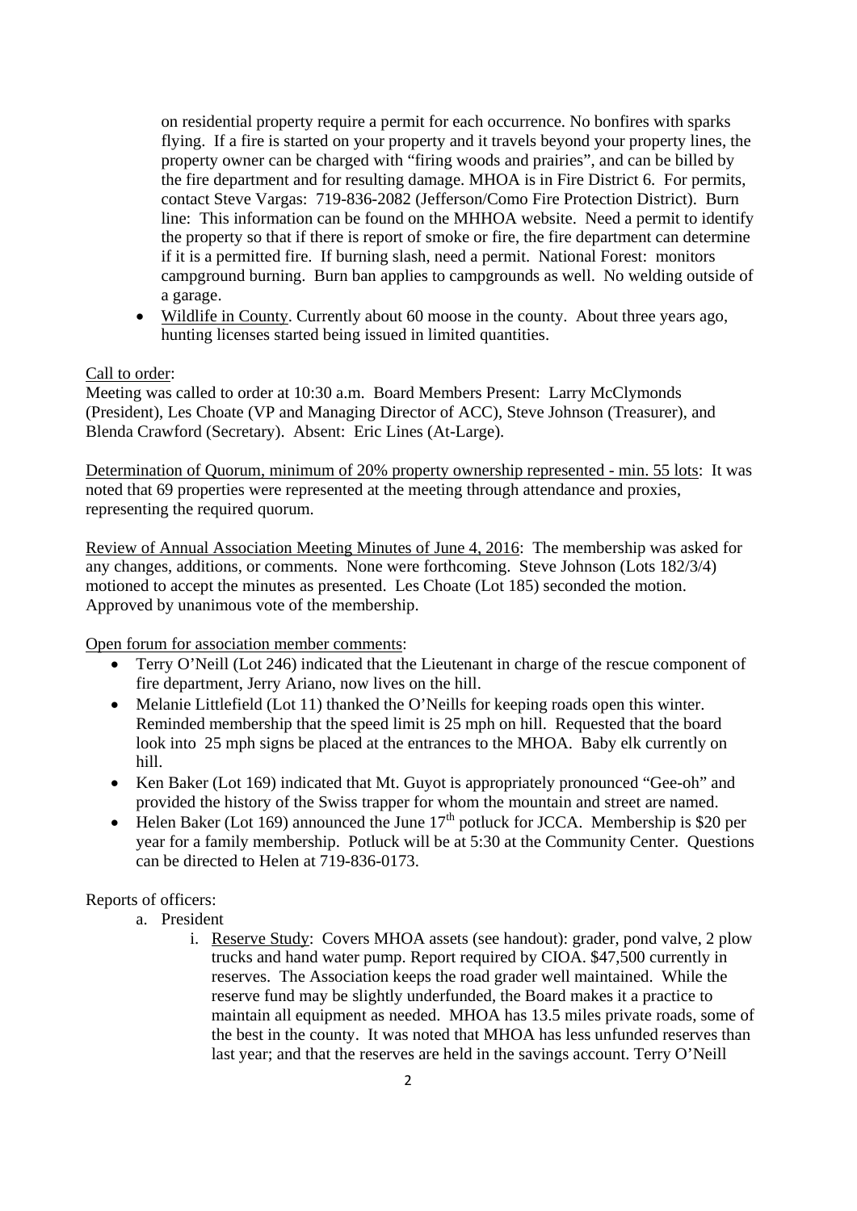on residential property require a permit for each occurrence. No bonfires with sparks flying. If a fire is started on your property and it travels beyond your property lines, the property owner can be charged with "firing woods and prairies", and can be billed by the fire department and for resulting damage. MHOA is in Fire District 6. For permits, contact Steve Vargas: 719-836-2082 (Jefferson/Como Fire Protection District). Burn line: This information can be found on the MHHOA website. Need a permit to identify the property so that if there is report of smoke or fire, the fire department can determine if it is a permitted fire. If burning slash, need a permit. National Forest: monitors campground burning. Burn ban applies to campgrounds as well. No welding outside of a garage.

- <u>Wildlife in County</u>. Currently about 60 moose in the county. About three years ago, hunting licenses started being issued in limited quantities.

<u>Call to order</u>:

Meeting was called to order at 10:30 a.m. Board Members Present: Larry McClymonds (President), Les Choate (VP and Managing Director of ACC), Steve Johnson (Treasurer), and Blenda Crawford (Secretary). Absent: Eric Lines (At-Large).

<u>Determination of Quorum, minimum of 20% property ownership represented - min. 55 lots</u>: It was noted that 69 properties were represented at the meeting through attendance and proxies, representing the required quorum.

<u>Review of Annual Association Meeting Minutes of June 4, 2016</u>: The membership was asked for any changes, additions, or comments. None were forthcoming. Steve Johnson (Lots 182/3/4) motioned to accept the minutes as presented. Les Choate (Lot 185) seconded the motion. Approved by unanimous vote of the membership.

<u>Open forum for association member comments</u>:

- Terry O'Neill (Lot 246) indicated that the Lieutenant in charge of the rescue component of fire department, Jerry Ariano, now lives on the hill.
- Melanie Littlefield (Lot 11) thanked the O'Neills for keeping roads open this winter. Reminded membership that the speed limit is 25 mph on hill. Requested that the board look into 25 mph signs be placed at the entrances to the MHOA. Baby elk currently on hill.
- Ken Baker (Lot 169) indicated that Mt. Guyot is appropriately pronounced "Gee-oh" and provided the history of the Swiss trapper for whom the mountain and street are named.
- Helen Baker (Lot 169) announced the June 17th potluck for JCCA. Membership is $20 per year for a family membership. Potluck will be at 5:30 at the Community Center. Questions can be directed to Helen at 719-836-0173.

Reports of officers:

a. President
    i. <u>Reserve Study</u>: Covers MHOA assets (see handout): grader, pond valve, 2 plow trucks and hand water pump. Report required by CIOA. $47,500 currently in reserves. The Association keeps the road grader well maintained. While the reserve fund may be slightly underfunded, the Board makes it a practice to maintain all equipment as needed. MHOA has 13.5 miles private roads, some of the best in the county. It was noted that MHOA has less unfunded reserves than last year; and that the reserves are held in the savings account. Terry O'Neill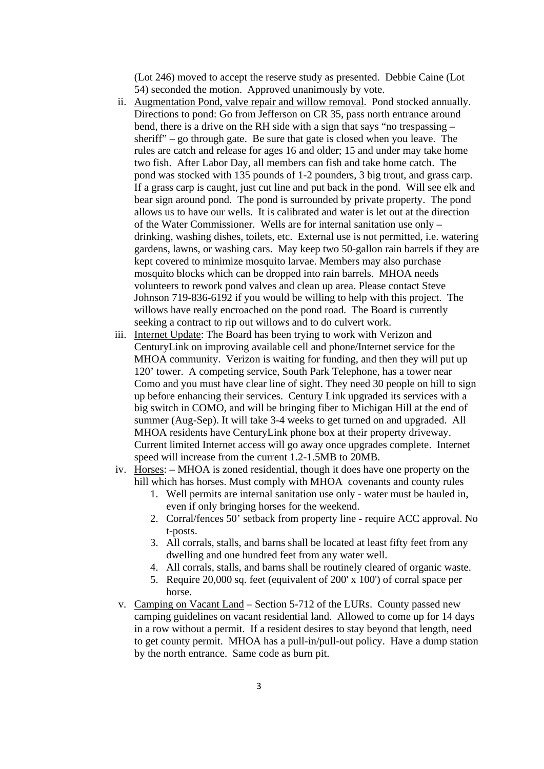(Lot 246) moved to accept the reserve study as presented. Debbie Caine (Lot 54) seconded the motion. Approved unanimously by vote.

ii. <u>Augmentation Pond, valve repair and willow removal</u>. Pond stocked annually. Directions to pond: Go from Jefferson on CR 35, pass north entrance around bend, there is a drive on the RH side with a sign that says "no trespassing – sheriff" – go through gate. Be sure that gate is closed when you leave. The rules are catch and release for ages 16 and older; 15 and under may take home two fish. After Labor Day, all members can fish and take home catch. The pond was stocked with 135 pounds of 1-2 pounders, 3 big trout, and grass carp. If a grass carp is caught, just cut line and put back in the pond. Will see elk and bear sign around pond. The pond is surrounded by private property. The pond allows us to have our wells. It is calibrated and water is let out at the direction of the Water Commissioner. Wells are for internal sanitation use only – drinking, washing dishes, toilets, etc. External use is not permitted, i.e. watering gardens, lawns, or washing cars. May keep two 50-gallon rain barrels if they are kept covered to minimize mosquito larvae. Members may also purchase mosquito blocks which can be dropped into rain barrels. MHOA needs volunteers to rework pond valves and clean up area. Please contact Steve Johnson 719-836-6192 if you would be willing to help with this project. The willows have really encroached on the pond road. The Board is currently seeking a contract to rip out willows and to do culvert work.

iii. <u>Internet Update</u>: The Board has been trying to work with Verizon and CenturyLink on improving available cell and phone/Internet service for the MHOA community. Verizon is waiting for funding, and then they will put up 120' tower. A competing service, South Park Telephone, has a tower near Como and you must have clear line of sight. They need 30 people on hill to sign up before enhancing their services. Century Link upgraded its services with a big switch in COMO, and will be bringing fiber to Michigan Hill at the end of summer (Aug-Sep). It will take 3-4 weeks to get turned on and upgraded. All MHOA residents have CenturyLink phone box at their property driveway. Current limited Internet access will go away once upgrades complete. Internet speed will increase from the current 1.2-1.5MB to 20MB.

iv. <u>Horses</u>: – MHOA is zoned residential, though it does have one property on the hill which has horses. Must comply with MHOA covenants and county rules
    1. Well permits are internal sanitation use only - water must be hauled in, even if only bringing horses for the weekend.
    2. Corral/fences 50' setback from property line - require ACC approval. No t-posts.
    3. All corrals, stalls, and barns shall be located at least fifty feet from any dwelling and one hundred feet from any water well.
    4. All corrals, stalls, and barns shall be routinely cleared of organic waste.
    5. Require 20,000 sq. feet (equivalent of 200' x 100') of corral space per horse.

v. <u>Camping on Vacant Land</u> – Section 5-712 of the LURs. County passed new camping guidelines on vacant residential land. Allowed to come up for 14 days in a row without a permit. If a resident desires to stay beyond that length, need to get county permit. MHOA has a pull-in/pull-out policy. Have a dump station by the north entrance. Same code as burn pit.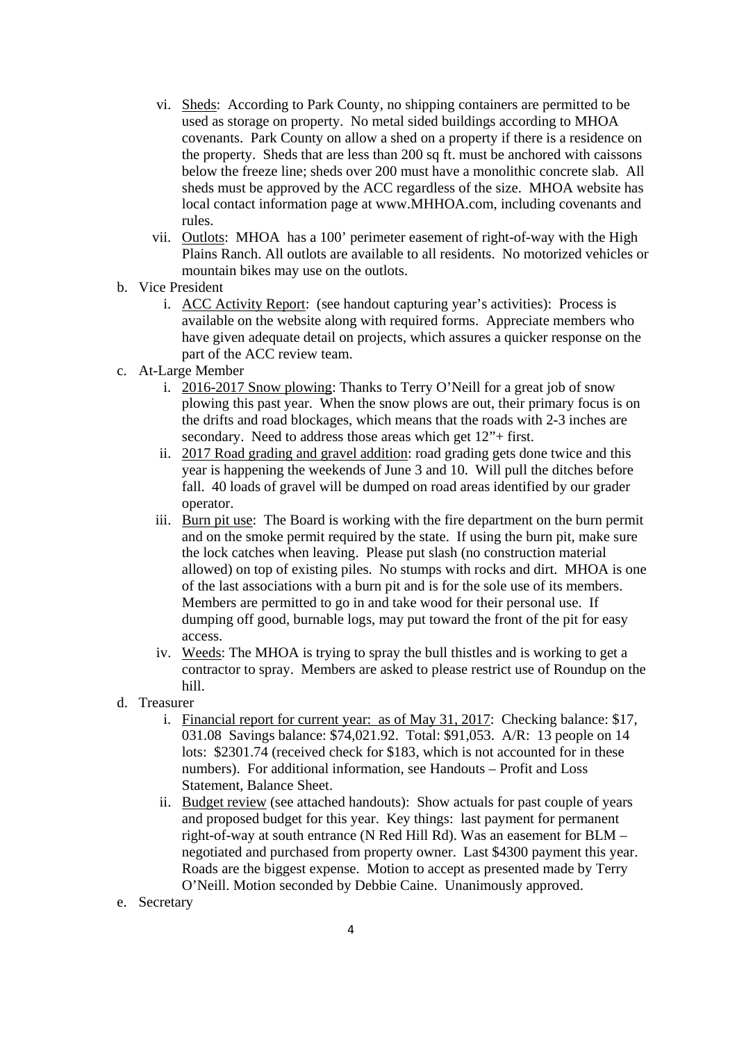vi. <u>Sheds</u>: According to Park County, no shipping containers are permitted to be used as storage on property. No metal sided buildings according to MHOA covenants. Park County on allow a shed on a property if there is a residence on the property. Sheds that are less than 200 sq ft. must be anchored with caissons below the freeze line; sheds over 200 must have a monolithic concrete slab. All sheds must be approved by the ACC regardless of the size. MHOA website has local contact information page at www.MHHOA.com, including covenants and rules.

vii. <u>Outlots</u>: MHOA has a 100' perimeter easement of right-of-way with the High Plains Ranch. All outlots are available to all residents. No motorized vehicles or mountain bikes may use on the outlots.

b. Vice President

   i. <u>ACC Activity Report</u>: (see handout capturing year's activities): Process is available on the website along with required forms. Appreciate members who have given adequate detail on projects, which assures a quicker response on the part of the ACC review team.

c. At-Large Member

   i. <u>2016-2017 Snow plowing</u>: Thanks to Terry O'Neill for a great job of snow plowing this past year. When the snow plows are out, their primary focus is on the drifts and road blockages, which means that the roads with 2-3 inches are secondary. Need to address those areas which get 12"+ first.

   ii. <u>2017 Road grading and gravel addition</u>: road grading gets done twice and this year is happening the weekends of June 3 and 10. Will pull the ditches before fall. 40 loads of gravel will be dumped on road areas identified by our grader operator.

   iii. <u>Burn pit use</u>: The Board is working with the fire department on the burn permit and on the smoke permit required by the state. If using the burn pit, make sure the lock catches when leaving. Please put slash (no construction material allowed) on top of existing piles. No stumps with rocks and dirt. MHOA is one of the last associations with a burn pit and is for the sole use of its members. Members are permitted to go in and take wood for their personal use. If dumping off good, burnable logs, may put toward the front of the pit for easy access.

   iv. <u>Weeds</u>: The MHOA is trying to spray the bull thistles and is working to get a contractor to spray. Members are asked to please restrict use of Roundup on the hill.

d. Treasurer

   i. <u>Financial report for current year: as of May 31, 2017</u>: Checking balance: $17, 031.08 Savings balance: $74,021.92. Total: $91,053. A/R: 13 people on 14 lots: $2301.74 (received check for $183, which is not accounted for in these numbers). For additional information, see Handouts – Profit and Loss Statement, Balance Sheet.

   ii. <u>Budget review</u> (see attached handouts): Show actuals for past couple of years and proposed budget for this year. Key things: last payment for permanent right-of-way at south entrance (N Red Hill Rd). Was an easement for BLM – negotiated and purchased from property owner. Last $4300 payment this year. Roads are the biggest expense. Motion to accept as presented made by Terry O'Neill. Motion seconded by Debbie Caine. Unanimously approved.

e. Secretary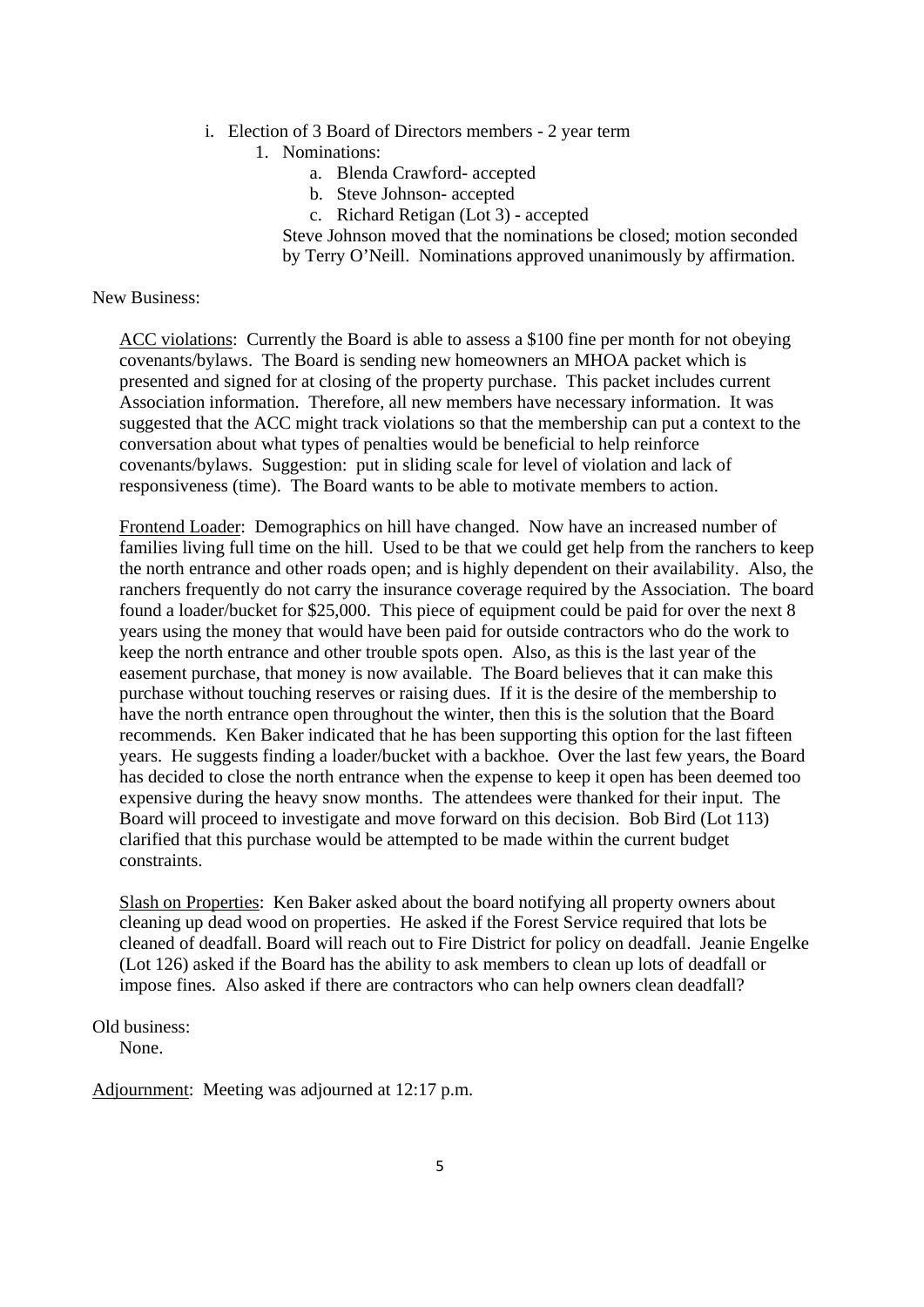i. Election of 3 Board of Directors members - 2 year term

   1. Nominations:

      a. Blenda Crawford- accepted
      b. Steve Johnson- accepted
      c. Richard Retigan (Lot 3) - accepted

      Steve Johnson moved that the nominations be closed; motion seconded by Terry O'Neill. Nominations approved unanimously by affirmation.

New Business:

<u>ACC violations</u>: Currently the Board is able to assess a $100 fine per month for not obeying covenants/bylaws. The Board is sending new homeowners an MHOA packet which is presented and signed for at closing of the property purchase. This packet includes current Association information. Therefore, all new members have necessary information. It was suggested that the ACC might track violations so that the membership can put a context to the conversation about what types of penalties would be beneficial to help reinforce covenants/bylaws. Suggestion: put in sliding scale for level of violation and lack of responsiveness (time). The Board wants to be able to motivate members to action.

<u>Frontend Loader</u>: Demographics on hill have changed. Now have an increased number of families living full time on the hill. Used to be that we could get help from the ranchers to keep the north entrance and other roads open; and is highly dependent on their availability. Also, the ranchers frequently do not carry the insurance coverage required by the Association. The board found a loader/bucket for $25,000. This piece of equipment could be paid for over the next 8 years using the money that would have been paid for outside contractors who do the work to keep the north entrance and other trouble spots open. Also, as this is the last year of the easement purchase, that money is now available. The Board believes that it can make this purchase without touching reserves or raising dues. If it is the desire of the membership to have the north entrance open throughout the winter, then this is the solution that the Board recommends. Ken Baker indicated that he has been supporting this option for the last fifteen years. He suggests finding a loader/bucket with a backhoe. Over the last few years, the Board has decided to close the north entrance when the expense to keep it open has been deemed too expensive during the heavy snow months. The attendees were thanked for their input. The Board will proceed to investigate and move forward on this decision. Bob Bird (Lot 113) clarified that this purchase would be attempted to be made within the current budget constraints.

<u>Slash on Properties</u>: Ken Baker asked about the board notifying all property owners about cleaning up dead wood on properties. He asked if the Forest Service required that lots be cleaned of deadfall. Board will reach out to Fire District for policy on deadfall. Jeanie Engelke (Lot 126) asked if the Board has the ability to ask members to clean up lots of deadfall or impose fines. Also asked if there are contractors who can help owners clean deadfall?

Old business:

None.

<u>Adjournment</u>: Meeting was adjourned at 12:17 p.m.